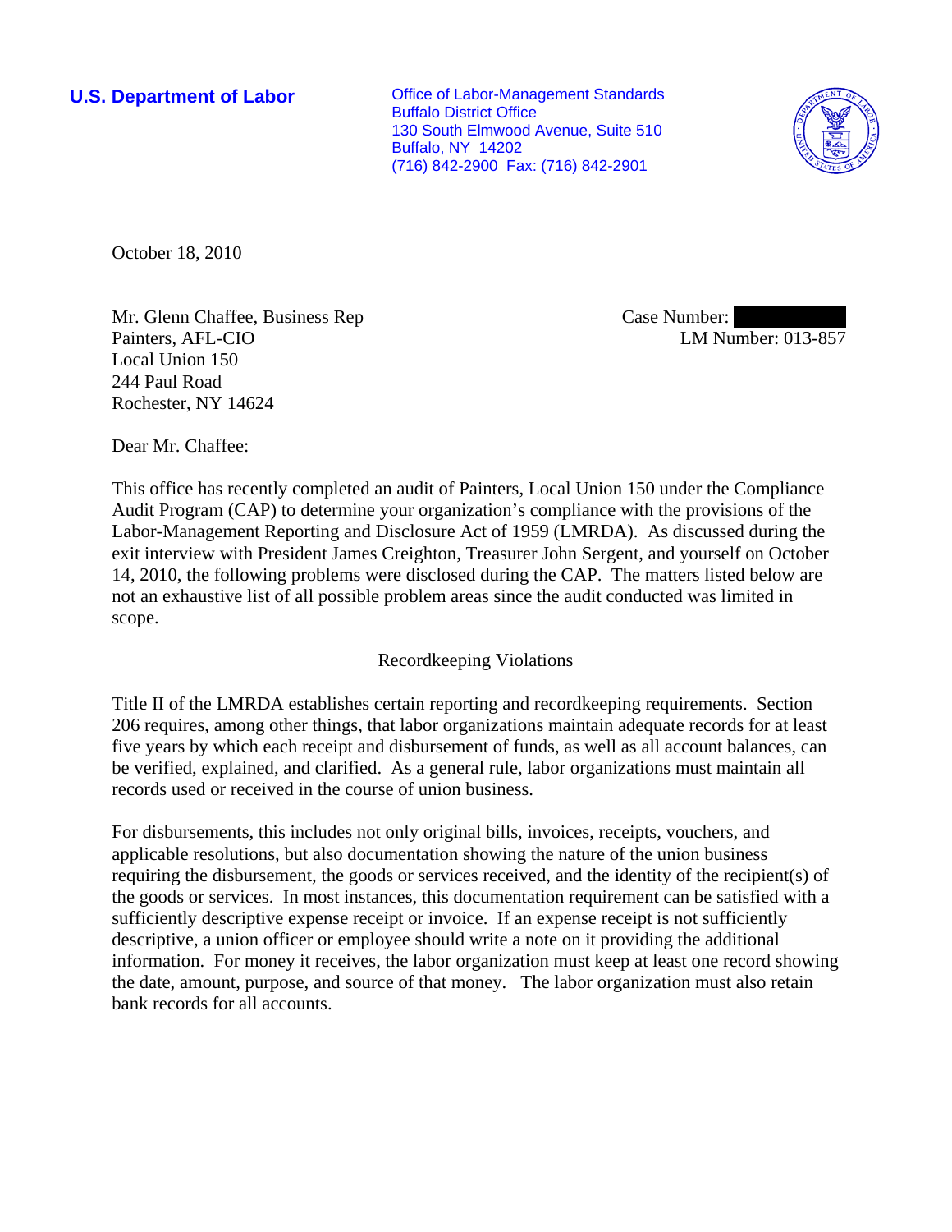**U.S. Department of Labor**

Office of Labor-Management Standards
Buffalo District Office
130 South Elmwood Avenue, Suite 510
Buffalo, NY 14202
(716) 842-2900 Fax: (716) 842-2901

October 18, 2010

Mr. Glenn Chaffee, Business Rep
Painters, AFL-CIO
Local Union 150
244 Paul Road
Rochester, NY 14624

Case Number:
LM Number: 013-857

Dear Mr. Chaffee:

This office has recently completed an audit of Painters, Local Union 150 under the Compliance Audit Program (CAP) to determine your organization's compliance with the provisions of the Labor-Management Reporting and Disclosure Act of 1959 (LMRDA). As discussed during the exit interview with President James Creighton, Treasurer John Sergent, and yourself on October 14, 2010, the following problems were disclosed during the CAP. The matters listed below are not an exhaustive list of all possible problem areas since the audit conducted was limited in scope.

## Recordkeeping Violations

Title II of the LMRDA establishes certain reporting and recordkeeping requirements. Section 206 requires, among other things, that labor organizations maintain adequate records for at least five years by which each receipt and disbursement of funds, as well as all account balances, can be verified, explained, and clarified. As a general rule, labor organizations must maintain all records used or received in the course of union business.

For disbursements, this includes not only original bills, invoices, receipts, vouchers, and applicable resolutions, but also documentation showing the nature of the union business requiring the disbursement, the goods or services received, and the identity of the recipient(s) of the goods or services. In most instances, this documentation requirement can be satisfied with a sufficiently descriptive expense receipt or invoice. If an expense receipt is not sufficiently descriptive, a union officer or employee should write a note on it providing the additional information. For money it receives, the labor organization must keep at least one record showing the date, amount, purpose, and source of that money. The labor organization must also retain bank records for all accounts.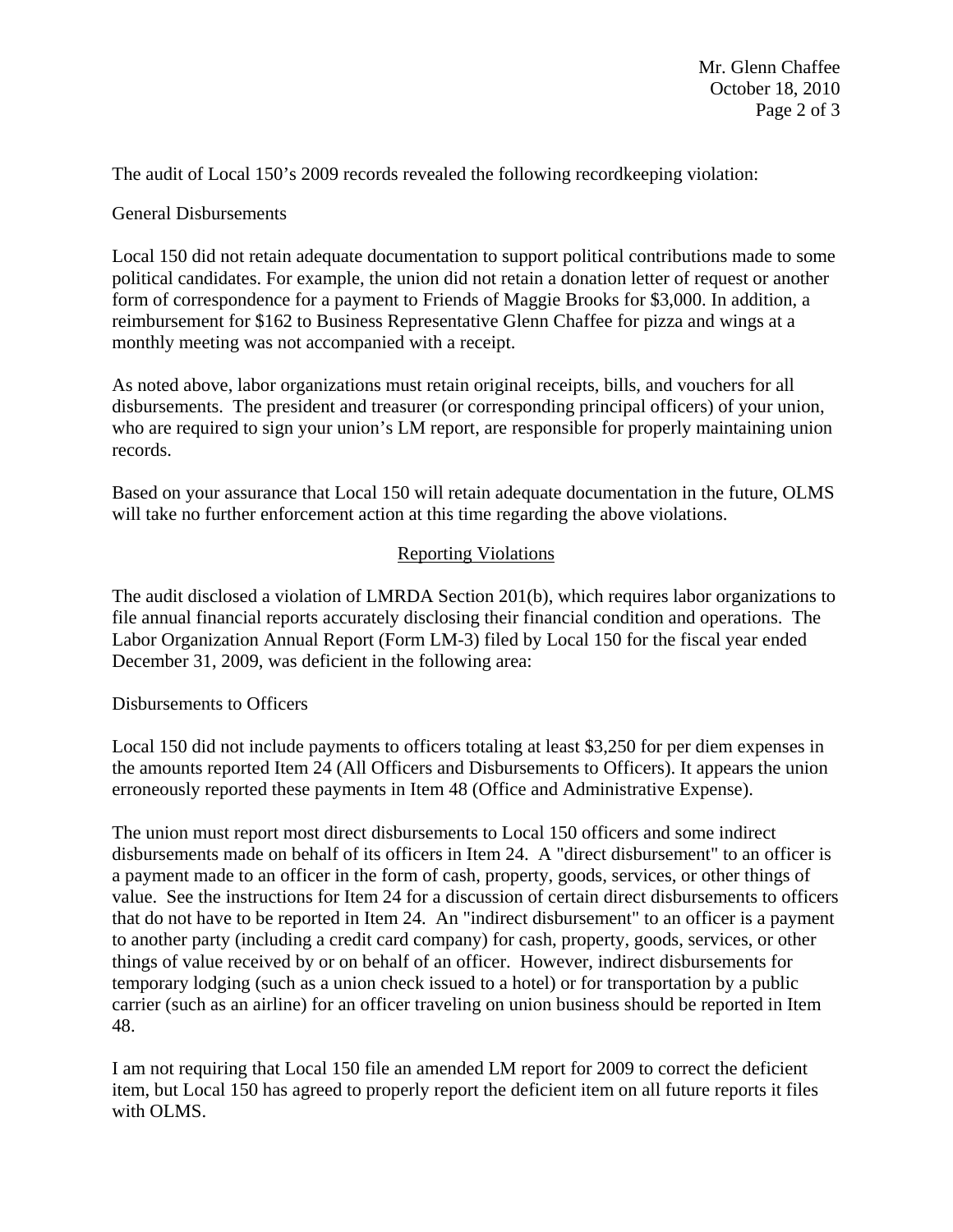The audit of Local 150's 2009 records revealed the following recordkeeping violation:

General Disbursements

Local 150 did not retain adequate documentation to support political contributions made to some political candidates. For example, the union did not retain a donation letter of request or another form of correspondence for a payment to Friends of Maggie Brooks for $3,000. In addition, a reimbursement for $162 to Business Representative Glenn Chaffee for pizza and wings at a monthly meeting was not accompanied with a receipt.

As noted above, labor organizations must retain original receipts, bills, and vouchers for all disbursements. The president and treasurer (or corresponding principal officers) of your union, who are required to sign your union's LM report, are responsible for properly maintaining union records.

Based on your assurance that Local 150 will retain adequate documentation in the future, OLMS will take no further enforcement action at this time regarding the above violations.

## Reporting Violations

The audit disclosed a violation of LMRDA Section 201(b), which requires labor organizations to file annual financial reports accurately disclosing their financial condition and operations. The Labor Organization Annual Report (Form LM-3) filed by Local 150 for the fiscal year ended December 31, 2009, was deficient in the following area:

Disbursements to Officers

Local 150 did not include payments to officers totaling at least $3,250 for per diem expenses in the amounts reported Item 24 (All Officers and Disbursements to Officers). It appears the union erroneously reported these payments in Item 48 (Office and Administrative Expense).

The union must report most direct disbursements to Local 150 officers and some indirect disbursements made on behalf of its officers in Item 24. A "direct disbursement" to an officer is a payment made to an officer in the form of cash, property, goods, services, or other things of value. See the instructions for Item 24 for a discussion of certain direct disbursements to officers that do not have to be reported in Item 24. An "indirect disbursement" to an officer is a payment to another party (including a credit card company) for cash, property, goods, services, or other things of value received by or on behalf of an officer. However, indirect disbursements for temporary lodging (such as a union check issued to a hotel) or for transportation by a public carrier (such as an airline) for an officer traveling on union business should be reported in Item 48.

I am not requiring that Local 150 file an amended LM report for 2009 to correct the deficient item, but Local 150 has agreed to properly report the deficient item on all future reports it files with OLMS.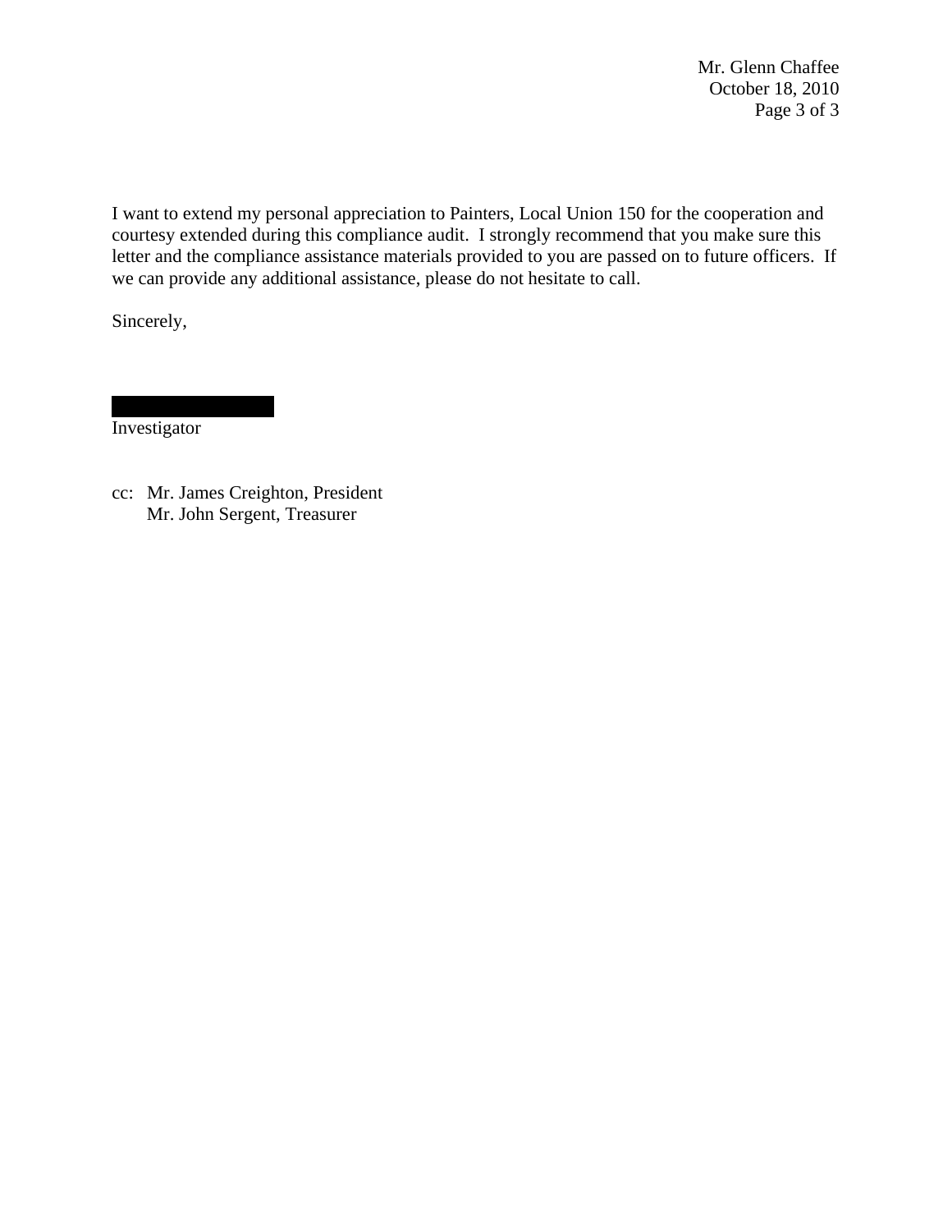I want to extend my personal appreciation to Painters, Local Union 150 for the cooperation and courtesy extended during this compliance audit. I strongly recommend that you make sure this letter and the compliance assistance materials provided to you are passed on to future officers. If we can provide any additional assistance, please do not hesitate to call.

Sincerely,

Investigator

cc: Mr. James Creighton, President
Mr. John Sergent, Treasurer